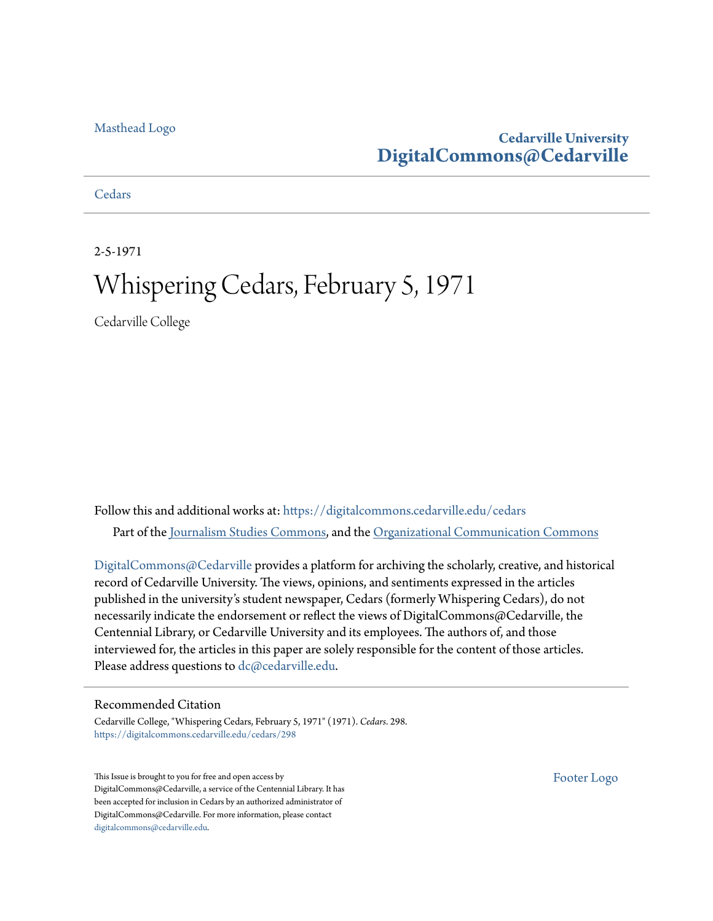Masthead Logo

**Cedarville University**
**DigitalCommons@Cedarville**

Cedars

2-5-1971

# Whispering Cedars, February 5, 1971

Cedarville College

Follow this and additional works at: https://digitalcommons.cedarville.edu/cedars

Part of the Journalism Studies Commons, and the Organizational Communication Commons

DigitalCommons@Cedarville provides a platform for archiving the scholarly, creative, and historical record of Cedarville University. The views, opinions, and sentiments expressed in the articles published in the university's student newspaper, Cedars (formerly Whispering Cedars), do not necessarily indicate the endorsement or reflect the views of DigitalCommons@Cedarville, the Centennial Library, or Cedarville University and its employees. The authors of, and those interviewed for, the articles in this paper are solely responsible for the content of those articles. Please address questions to dc@cedarville.edu.

## Recommended Citation

Cedarville College, "Whispering Cedars, February 5, 1971" (1971). *Cedars*. 298.
https://digitalcommons.cedarville.edu/cedars/298

This Issue is brought to you for free and open access by DigitalCommons@Cedarville, a service of the Centennial Library. It has been accepted for inclusion in Cedars by an authorized administrator of DigitalCommons@Cedarville. For more information, please contact digitalcommons@cedarville.edu.

Footer Logo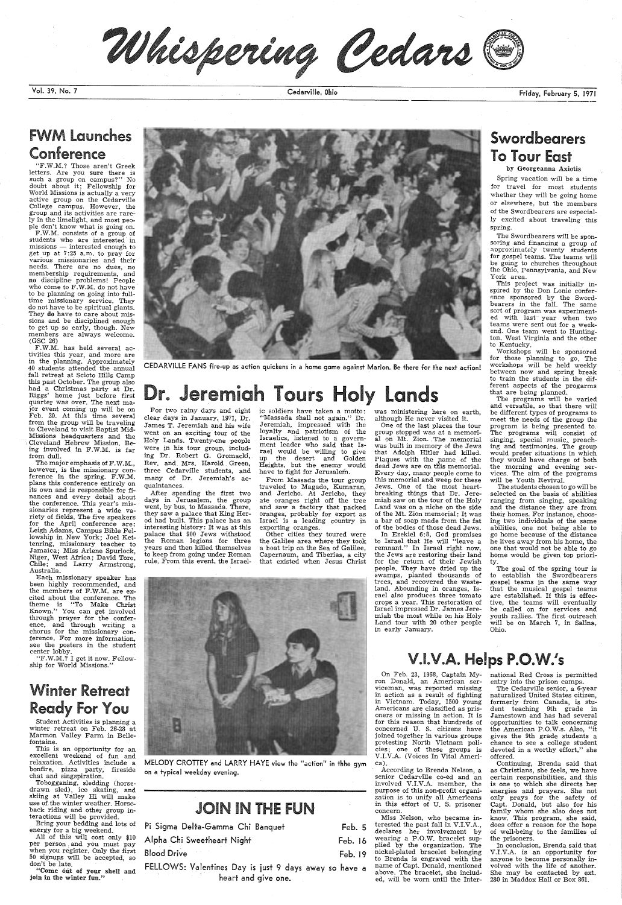# Whispering Cedars

Vol. 39, No. 7 — Cedarville, Ohio — Friday, February 5, 1971

## FWM Launches Conference

"F.W.M.? Those aren't Greek letters. Are you **sure** there is such a group on campus?" No doubt about it; Fellowship for World Missions is actually a very active group on the Cedarville College campus. However, the group and its activities are rarely in the limelight, and most people don't know what is going on.

F.W.M. consists of a group of students who are interested in missions — interested enough to get up at 7:25 a.m. to pray for various missionaries and their needs. There are no dues, no membership requirements, and no discipline problems! People who come to F.W.M. do not have to be planning on going into full-time missionary service. They do not have to be spiritual giants. They **do** have to care about missions and be disciplined enough to get up so early, though. New members are always welcome. (GSC 26)

F.W.M. has held several activities this year, and more are in the planning. Approximately 40 students attended the annual fall retreat at Scioto Hills Camp this past October. The group also had a Christmas party at Dr. Riggs' home just before first quarter was over. The next major event coming up will be on Feb. 20. At this time several from the group will be traveling to Cleveland to visit Baptist Mid-Missions headquarters and the Cleveland Hebrew Mission. Being involved in F.W.M. is far from dull.

The major emphasis of F.W.M., however, is the missionary conference in the spring. F.W.M. plans this conference entirely on its own and is responsible for finances and every detail about the conference. This year's missionaries represent a wide variety of fields. The five speakers for the April conference are: Leigh Adams, Campus Bible Fellowship in New York; Joel Kettenring, missionary teacher to Jamaica; Miss Arlene Spurlock, Niger, West Africa; David Toro, Chile; and Larry Armstrong, Australia.

Each missionary speaker has been highly recommended, and the members of F.W.M. are excited about the conference. The theme is "To Make Christ Known." You can get involved through prayer for the conference, and through writing a chorus for the missionary conference. For more information, see the posters in the student center lobby.

"F.W.M.? I get it now. Fellowship for World Missions."

## Winter Retreat Ready For You

Student Activities is planning a winter retreat on Feb. 26-28 at Marmon Valley Farm in Bellefontaine.

This is an opportunity for an excellent weekend of fun and relaxation. Activities include a bonfire, pizza party, fireside chat and singspiration.

Tobogganing, sledding (horse-drawn sled), ice skating, and skiing at Valley Hi will make use of the winter weather. Horseback riding and other group interactions will be provided.

Bring your bedding and lots of energy for a big weekend.

All of this will cost only $10 per person and you must pay when you register. Only the first 50 signups will be accepted, so don't be late.

**"Come out of your shell and join in the winter fun."**

CEDARVILLE FANS fire-up as action quickens in a home game against Marion. Be there for the next action!

## Dr. Jeremiah Tours Holy Lands

For two rainy days and eight clear days in January, 1971, Dr. James T. Jeremiah and his wife went on an exciting tour of the Holy Lands. Twenty-one people were in his tour group, including Dr. Robert G. Gromacki, Rev. and Mrs. Harold Green, three Cedarville students, and many of Dr. Jeremiah's acquaintances.

After spending the first two days in Jerusalem, the group went, by bus, to Massada. There, they saw a palace that King Herod had built. This palace has an interesting history: It was at this palace that 900 Jews withstood the Roman legions for three years and then killed themselves to keep from going under Roman rule. From this event, the Israelic soldiers have taken a motto: "Massada shall not again." Dr. Jeremiah, impressed with the loyalty and patriotism of the Israelics, listened to a government leader who said that Israel would be willing to give up the desert and Golden Heights, but the enemy would have to fight for Jerusalem.

From Massada the tour group traveled to Magado, Kumaran, and Jericho. At Jericho, they ate oranges right off the tree and saw a factory that packed oranges, probably for export as Israel is a leading country in exporting oranges.

Other cities they toured were the Galilee area where they took a boat trip on the Sea of Galilee, Capernaum, and Tiberias, a city that existed when Jesus Christ was ministering here on earth, although He never visited it.

One of the last places the tour group stopped was a memorial on Mt. Zion. The memorial was built in memory of the Jews that Adolph Hitler had killed. Plaques with the name of the dead Jews are on this memorial. Every day, many people come to this memorial and weep for these Jews. One of the most heartbreaking things that Dr. Jeremiah saw on the tour of the Holy Land was on a niche on the side of the Mt. Zion memorial: It was a bar of soap made from the fat of the bodies of those dead Jews.

In Ezekiel 6:8, God promises to Israel that He will "leave a remnant." In Israel right now, the Jews are restoring their land for the return of their Jewish people. They have dried up the swamps, planted thousands of trees, and recovered the wasteland. Abounding in oranges, Israel also produces three tomato crops a year. This restoration of Israel impressed Dr. James Jeremiah the most while on his Holy Land tour with 20 other people in early January.

MELODY CROTTEY and LARRY HAYE view the "action" in thhe gym on a typical weekday evening.

## Swordbearers To Tour East

**by Georgeanna Axiotis**

Spring vacation will be a time for travel for most students whether they will be going home or elsewhere, but the members of the Swordbearers are especially excited about traveling this spring.

The Swordbearers will be sponsoring and financing a group of approximately twenty students for gospel teams. The teams will be going to churches throughout the Ohio, Pennsylvania, and New York area.

This project was initially inspired by the Don Lonie conference sponsored by the Swordbearers in the fall. The same sort of program was experimented with last year when two teams were sent out for a weekend. One team went to Huntington, West Virginia and the other to Kentucky.

Workshops will be sponsored for those planning to go. The workshops will be held weekly between now and spring break to train the students in the different aspects of the progarms that are being planned.

The programs will be varied and versatile, so that there will be different types of programs to meet the needs of the group the program is being presented to. The programs will consist of singing, special music, preaching and testimonies. The group would prefer situations in which they would have charge of both the morning and evening services. The aim of the programs will be Youth Revival.

The students chosen to go will be selected on the basis of abilities ranging from singing, speaking and the distance they are from their homes. For instance, choosing two individuals of the same abilities, one not being able to go home because of the distance he lives away from his home, the one that would not be able to go home would be given top priority.

The goal of the spring tour is to establish the Swordbearers gospel teams in the same way that the musical gospel teams are established. If this is effective, the teams will eventually be called on for services and youth rallies. The first outreach will be on March 7, in Salina, Ohio.

## V.I.V.A. Helps P.O.W.'s

On Feb. 23, 1968, Captain Myron Donald, an American serviceman, was reported missing in action as a result of fighting in Vietnam. Today, 1500 young Americans are classified as prisoners or missing in action. It is for this reason that hundreds of concerned U. S. citizens have joined together in various groups protesting North Vietnam policies; one of these groups is V.I.V.A. (Voices In Vital America).

According to Brenda Nelson, a senior Cedarville co-ed and an involved V.I.V.A. member, the purpose of this non-profit organization is to unify all Americans in this effort of U. S. prisoner concern.

Miss Nelson, who became interested the past fall in V.I.V.A., declares her involvement by wearing a P.O.W. bracelet supplied by the organization. The nickel-plated bracelet belonging to Brenda is engraved with the name of Capt. Donald, mentioned above. The bracelet, she included, will be worn until the International Red Cross is permitted entry into the prison camps.

The Cedarville senior, a 6-year naturalized United States citizen, formerly from Canada, is student teaching 9th grade in Jamestown and has had several opportunities to talk concerning the American P.O.W.s. Also, "it gives the 9th grade students a chance to see a college student devoted in a worthy effort," she offered.

Continuing, Brenda said that as Christians, she feels, we have certain responsibilities, and this is one to which she directs her energies and prayers. She not only prays for the safety of Capt. Donald, but also for his family whom she also does not know. This program, she said, does offer a reason for the hope of well-being to the families of the prisoners.

In conclusion, Brenda said that V.I.V.A. is an opportunity for anyone to become personally involved with the life of another. She may be contacted by ext. 280 in Maddox Hall or Box 861.

## JOIN IN THE FUN

| Event | Date |
|---|---|
| Pi Sigma Delta-Gamma Chi Banquet | Feb. 5 |
| Alpha Chi Sweetheart Night | Feb. 16 |
| Blood Drive | Feb. 19 |

FELLOWS: Valentines Day is just 9 days away so have a heart and give one.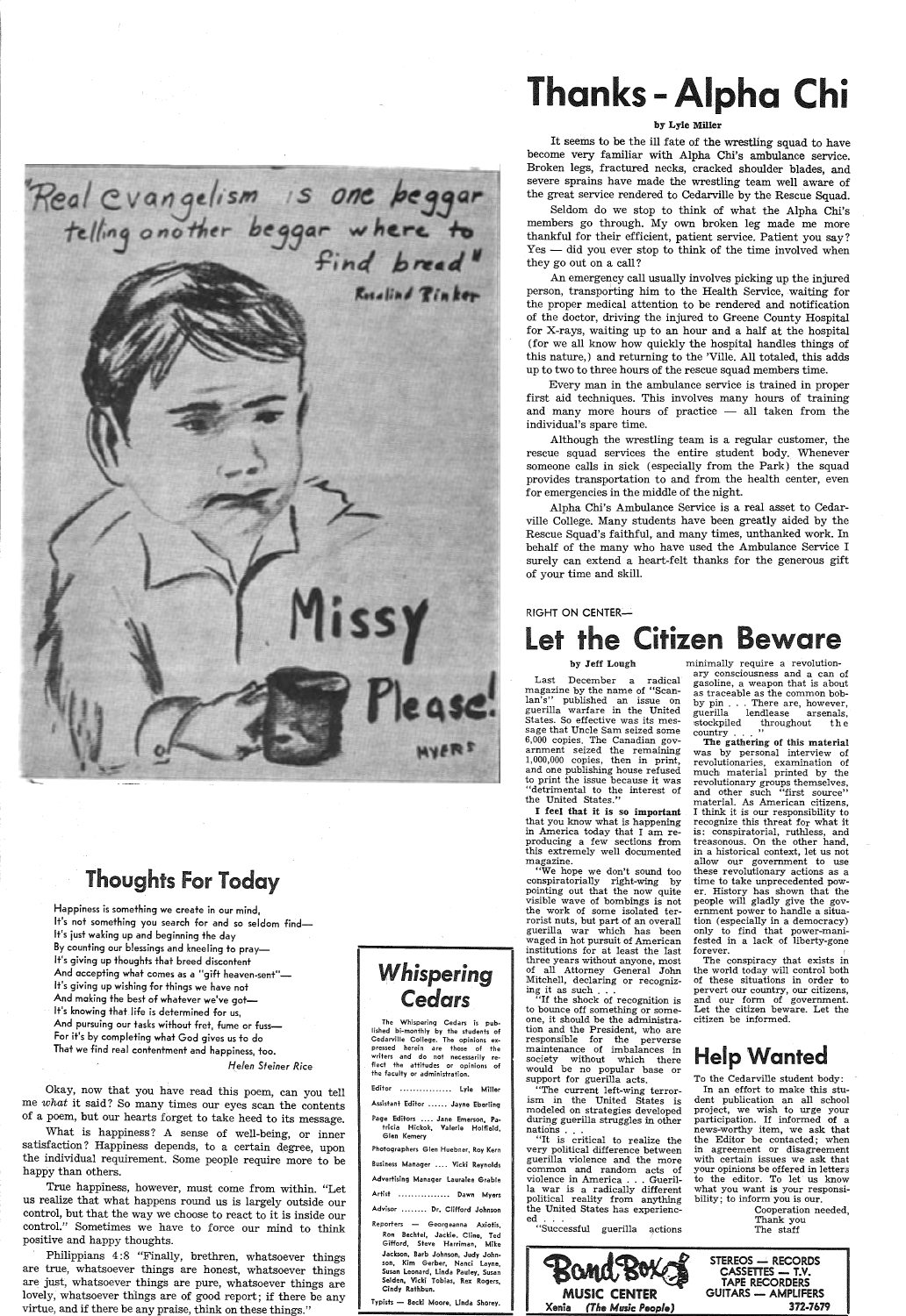# Thanks - Alpha Chi

**by Lyle Miller**

It seems to be the ill fate of the wrestling squad to have become very familiar with Alpha Chi's ambulance service. Broken legs, fractured necks, cracked shoulder blades, and severe sprains have made the wrestling team well aware of the great service rendered to Cedarville by the Rescue Squad.

Seldom do we stop to think of what the Alpha Chi's members go through. My own broken leg made me more thankful for their efficient, patient service. Patient you say? Yes — did you ever stop to think of the time involved when they go out on a call?

An emergency call usually involves picking up the injured person, transporting him to the Health Service, waiting for the proper medical attention to be rendered and notification of the doctor, driving the injured to Greene County Hospital for X-rays, waiting up to an hour and a half at the hospital (for we all know how quickly the hospital handles things of this nature,) and returning to the 'Ville. All totaled, this adds up to two to three hours of the rescue squad members time.

Every man in the ambulance service is trained in proper first aid techniques. This involves many hours of training and many more hours of practice — all taken from the individual's spare time.

Although the wrestling team is a regular customer, the rescue squad services the entire student body. Whenever someone calls in sick (especially from the Park) the squad provides transportation to and from the health center, even for emergencies in the middle of the night.

Alpha Chi's Ambulance Service is a real asset to Cedarville College. Many students have been greatly aided by the Rescue Squad's faithful, and many times, unthanked work. In behalf of the many who have used the Ambulance Service I surely can extend a heart-felt thanks for the generous gift of your time and skill.

"Real evangelism is one beggar telling another beggar where to find bread" Rosalind Rinker

Missy Please!

MYERS

RIGHT ON CENTER—

# Let the Citizen Beware

**by Jeff Lough**

Last December a radical magazine by the name of "Scanlan's" published an issue on guerilla warfare in the United States. So effective was its message that Uncle Sam seized some 6,000 copies. The Canadian government seized the remaining 1,000,000 copies, then in print, and one publishing house refused to print the issue because it was "detrimental to the interest of the United States."

**I feel that it is so important** that you know what is happening in America today that I am reproducing a few sections from this extremely well documented magazine.

"We hope we don't sound too conspiratorially right-wing by pointing out that the now quite visible wave of bombings is not the work of some isolated terrorist nuts, but part of an overall guerilla war which has been waged in hot pursuit of American institutions for at least the last three years without anyone, most of all Attorney General John Mitchell, declaring or recognizing it as such . . .

"If the shock of recognition is to bounce off something or someone, it should be the administration and the President, who are responsible for the perverse maintenance of imbalances in society without which there would be no popular base or support for guerilla acts.

"The current left-wing terrorism in the United States is modeled on strategies developed during guerilla struggles in other nations . . .

"It is critical to realize the very political difference between guerilla violence and the more common and random acts of violence in America . . . Guerilla war is a radically different political reality from anything the United States has experienced . . .

"Successful guerilla actions minimally require a revolutionary consciousness and a can of gasoline, a weapon that is about as traceable as the common bobby pin . . . There are, however, guerilla lendlease arsenals, stockpiled throughout the country . . . "

**The gathering of this material** was by personal interview of revolutionaries, examination of much material printed by the revolutionary groups themselves, and other such "first source" material. As American citizens, I think it is our responsibility to recognize this threat for what it is: conspiratorial, ruthless, and treasonous. On the other hand, in a historical context, let us not allow our government to use these revolutionary actions as a time to take unprecedented power. History has shown that the people will gladly give the government power to handle a situation (especially in a democracy) only to find that power-manifested in a lack of liberty-gone forever.

The conspiracy that exists in the world today will control both of these situations in order to pervert our country, our citizens, and our form of government. Let the citizen beware. Let the citizen be informed.

## Thoughts For Today

Happiness is something we create in our mind,
It's not something you search for and so seldom find—
It's just waking up and beginning the day
By counting our blessings and kneeling to pray—
It's giving up thoughts that breed discontent
And accepting what comes as a "gift heaven-sent"—
It's giving up wishing for things we have not
And making the best of whatever we've got—
It's knowing that life is determined for us,
And pursuing our tasks without fret, fume or fuss—
For it's by completing what God gives us to do
That we find real contentment and happiness, too.

*Helen Steiner Rice*

Okay, now that you have read this poem, can you tell me *what* it said? So many times our eyes scan the contents of a poem, but our hearts forget to take heed to its message.

What is happiness? A sense of well-being, or inner satisfaction? Happiness depends, to a certain degree, upon the individual requirement. Some people require more to be happy than others.

True happiness, however, must come from within. "Let us realize that what happens round us is largely outside our control, but that the way we choose to react to it is inside our control." Sometimes we have to force our mind to think positive and happy thoughts.

Philippians 4:8 "Finally, brethren, whatsoever things are true, whatsoever things are honest, whatsoever things are just, whatsoever things are pure, whatsoever things are lovely, whatsoever things are of good report; if there be any virtue, and if there be any praise, think on these things."

## Whispering Cedars

The Whispering Cedars is published bi-monthly by the students of Cedarville College. The opinions expressed herein are those of the writers and do not necessarily reflect the attitudes or opinions of the faculty or administration.

Editor ................ Lyle Miller
Assistant Editor ...... Jayne Eberling
Page Editors .... Jane Emerson, Patricia Hickok, Valerie Holfield, Glen Kemery
Photographers Glen Huebner, Roy Kern
Business Manager .... Vicki Reynolds
Advertising Manager Lauralee Grable
Artist ................ Dawn Myers
Advisor ........ Dr. Clifford Johnson
Reporters — Georgeanna Axiotis, Ron Bechtel, Jackie. Cline, Ted Gifford, Steve Harriman, Mike Jackson, Barb Johnson, Judy Johnson, Kim Gerber, Nanci Layne, Susan Leonard, Linda Pauley, Susan Selden, Vicki Tobias, Rex Rogers, Cindy Rathbun.
Typists — Becki Moore, Linda Shorey.

## Help Wanted

To the Cedarville student body:

In an effort to make this student publication an all school project, we wish to urge your participation. If informed of a news-worthy item, we ask that the Editor be contacted; when in agreement or disagreement with certain issues we ask that your opinions be offered in letters to the editor. To let us know what you want is your responsibility; to inform you is our.

Cooperation needed,
Thank you
The staff

Band Box MUSIC CENTER
Xenia (The Music People)

STEREOS — RECORDS
CASSETTES — T.V.
TAPE RECORDERS
GUITARS — AMPLIFERS
372-7679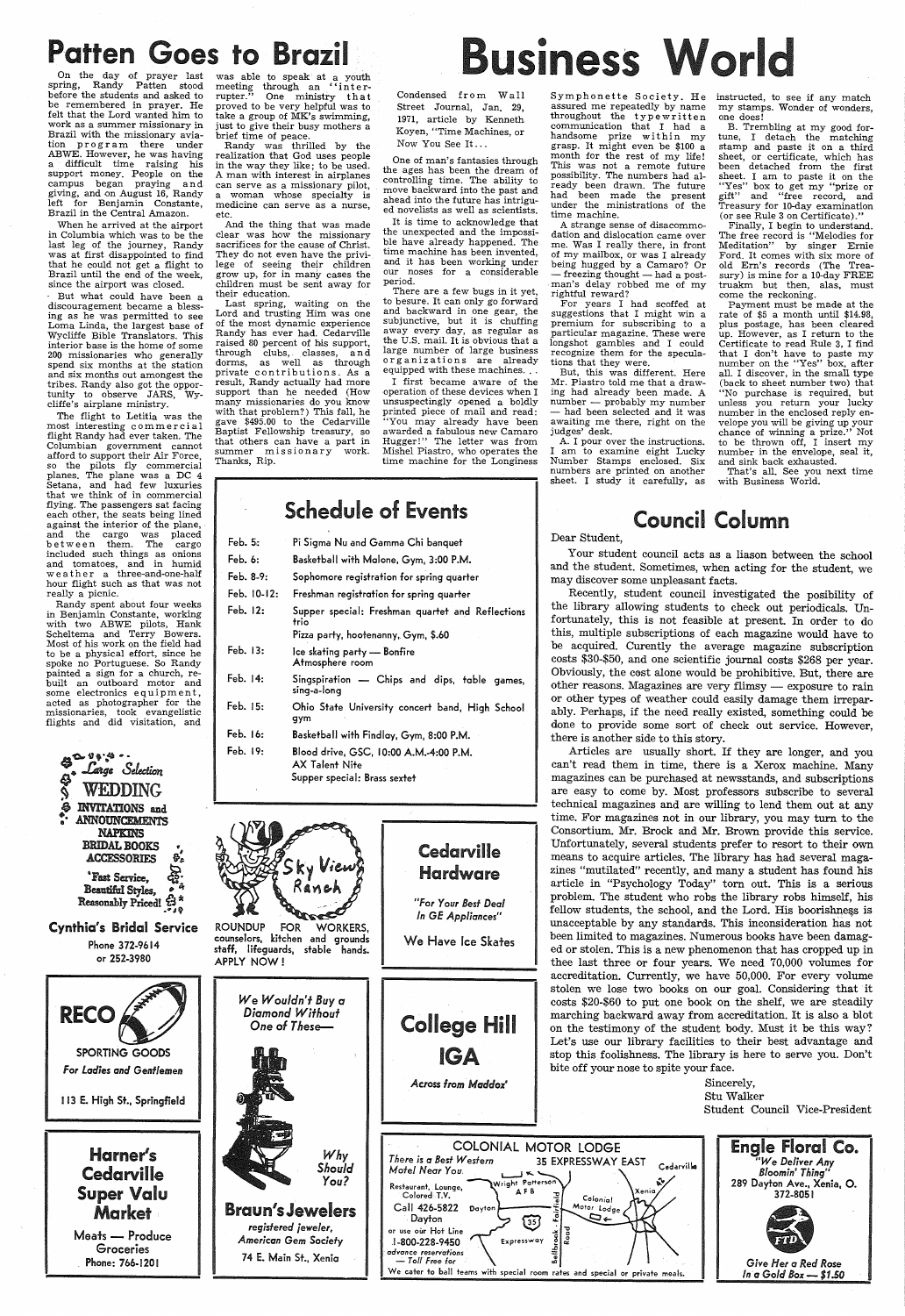# Patten Goes to Brazil

On the day of prayer last spring, Randy Patten stood before the students and asked to be remembered in prayer. He felt that the Lord wanted him to work as a summer missionary in Brazil with the missionary aviation program there under ABWE. However, he was having a difficult time raising his support money. People on the campus began praying and giving, and on August 16, Randy left for Benjamin Constante, Brazil in the Central Amazon.

When he arrived at the airport in Columbia which was to be the last leg of the journey, Randy was at first disappointed to find that he could not get a flight to Brazil until the end of the week, since the airport was closed.

But what could have been a discouragement became a blessing as he was permitted to see Loma Linda, the largest base of Wycliffe Bible Translators. This interior base is the home of some 200 missionaries who generally spend six months at the station and six months out amongst the tribes. Randy also got the opportunity to observe JARS, Wycliffe's airplane ministry.

The flight to Letitia was the most interesting commercial flight Randy had ever taken. The Columbian government cannot afford to support their Air Force, so the pilots fly commercial planes. The plane was a DC 4 Setana, and had few luxuries that we think of in commercial flying. The passengers sat facing each other, the seats being lined against the interior of the plane, and the cargo was placed between them. The cargo included such things as onions and tomatoes, and in humid weather a three-and-one-half hour flight such as that was not really a picnic.

Randy spent about four weeks in Benjamin Constante, working with two ABWE pilots, Hank Scheltema and Terry Bowers. Most of his work on the field had to be a physical effort, since he spoke no Portuguese. So Randy painted a sign for a church, rebuilt an outboard motor and some electronics equipment, acted as photographer for the missionaries, took evangelistic flights and did visitation, and was able to speak at a youth meeting through an "interrupter." One ministry that proved to be very helpful was to take a group of MK's swimming, just to give their busy mothers a brief time of peace.

Randy was thrilled by the realization that God uses people in the way they like; to be used. A man with interest in airplanes can serve as a missionary pilot, a woman whose specialty is medicine can serve as a nurse, etc.

And the thing that was made clear was how the missionary sacrifices for the cause of Christ. They do not even have the privilege of seeing their children grow up, for in many cases the children must be sent away for their education.

Last spring, waiting on the Lord and trusting Him was one of the most dynamic experience Randy has ever had. Cedarville raised 80 percent of his support, through clubs, classes, and dorms, as well as through private contributions. As a result, Randy actually had more support than he needed (How many missionaries do you know with that problem?) This fall, he gave $495.00 to the Cedarville Baptist Fellowship treasury, so that others can have a part in summer missionary work. Thanks, Rip.

# Business World

Condensed from Wall Street Journal, Jan. 29, 1971, article by Kenneth Koyen, "Time Machines, or Now You See It...

One of man's fantasies through the ages has been the dream of controlling time. The ability to move backward into the past and ahead into the future has intrigued novelists as well as scientists.

It is time to acknowledge that the unexpected and the impossible have already happened. The time machine has been invented, and it has been working under our noses for a considerable period.

There are a few bugs in it yet, to besure. It can only go forward and backward in one gear, the subjunctive, but it is chuffing away every day, as regular as the U.S. mail. It is obvious that a large number of large business organizations are already equipped with these machines. . .

I first became aware of the operation of these devices when I unsuspectingly opened a boldly printed piece of mail and read: "You may already have been awarded a fabulous new Camaro Hugger!" The letter was from Mishel Piastro, who operates the time machine for the Longiness Symphonette Society. He assured me repeatedly by name throughout the typewritten communication that I had a handsome prize within my grasp. It might even be $100 a month for the rest of my life! This was not a remote future possibility. The numbers had already been drawn. The future had been made the present under the ministrations of the time machine.

A strange sense of disacommodation and dislocation came over me. Was I really there, in front of my mailbox, or was I already being hugged by a Camaro? Or — freezing thought — had a postman's delay robbed me of my rightful reward?

For years I had scoffed at suggestions that I might win a premium for subscribing to a particular magazine. These were longshot gambles and I could recognize them for the speculations that they were.

But, this was different. Here Mr. Piastro told me that a drawing had already been made. A number — probably my number — had been selected and it was awaiting me there, right on the judges' desk.

A. I pour over the instructions. I am to examine eight Lucky Number Stamps enclosed. Six numbers are printed on another sheet. I study it carefully, as instructed, to see if any match my stamps. Wonder of wonders, one does!

B. Trembling at my good fortune, I detach the matching stamp and paste it on a third sheet, or certificate, which has been detached from the first sheet. I am to paste it on the "Yes" box to get my "prize or gift" and "free record, and Treasury for 10-day examination (or see Rule 3 on Certificate)."

Finally, I begin to understand. The free record is "Melodies for Meditation" by singer Ernie Ford. It comes with six more of old Ern's records (The Treasury) is mine for a 10-day FREE truakm but then, alas, must come the reckoning.

Payment must be made at the rate of $5 a month until $14.98, plus postage, has been cleared up. However, as I return to the Certificate to read Rule 3, I find that I don't have to paste my number on the "Yes" box, after all. I discover, in the small type (back to sheet number two) that "No purchase is required, but unless you return your lucky number in the enclosed reply envelope you will be giving up your chance of winning a prize." Not to be thrown off, I insert my number in the envelope, seal it, and sink back exhausted.

That's all. See you next time with Business World.

## Schedule of Events

| | |
|---|---|
| Feb. 5: | Pi Sigma Nu and Gamma Chi banquet |
| Feb. 6: | Basketball with Malone, Gym, 3:00 P.M. |
| Feb. 8-9: | Sophomore registration for spring quarter |
| Feb. 10-12: | Freshman registration for spring quarter |
| Feb. 12: | Supper special: Freshman quartet and Reflections trio<br>Pizza party, hootenanny, Gym, $.60 |
| Feb. 13: | Ice skating party — Bonfire<br>Atmosphere room |
| Feb. 14: | Singspiration — Chips and dips, table games, sing-a-long |
| Feb. 15: | Ohio State University concert band, High School gym |
| Feb. 16: | Basketball with Findlay, Gym, 8:00 P.M. |
| Feb. 19: | Blood drive, GSC, 10:00 A.M.-4:00 P.M.<br>AX Talent Nite<br>Supper special: Brass sextet |

## Council Column

Dear Student,

Your student council acts as a liason between the school and the student. Sometimes, when acting for the student, we may discover some unpleasant facts.

Recently, student council investigated the posibility of the library allowing students to check out periodicals. Unfortunately, this is not feasible at present. In order to do this, multiple subscriptions of each magazine would have to be acquired. Curently the average magazine subscription costs $30-$50, and one scientific journal costs $268 per year. Obviously, the cost alone would be prohibitive. But, there are other reasons. Magazines are very flimsy — exposure to rain or other types of weather could easily damage them irreparably. Perhaps, if the need really existed, something could be done to provide some sort of check out service. However, there is another side to this story.

Articles are usually short. If they are longer, and you can't read them in time, there is a Xerox machine. Many magazines can be purchased at newsstands, and subscriptions are easy to come by. Most professors subscribe to several technical magazines and are willing to lend them out at any time. For magazines not in our library, you may turn to the Consortium. Mr. Brock and Mr. Brown provide this service. Unfortunately, several students prefer to resort to their own means to acquire articles. The library has had several magazines "mutilated" recently, and many a student has found his article in "Psychology Today" torn out. This is a serious problem. The student who robs the library robs himself, his fellow students, the school, and the Lord. His boorishness is unacceptable by any standards. This inconsideration has not been limited to magazines. Numerous books have been damaged or stolen. This is a new phenomenon that has cropped up in thee last three or four years. We need 70,000 volumes for accreditation. Currently, we have 50,000. For every volume stolen we lose two books on our goal. Considering that it costs $20-$60 to put one book on the shelf, we are steadily marching backward away from accreditation. It is also a blot on the testimony of the student body. Must it be this way? Let's use our library facilities to their best advantage and stop this foolishness. The library is here to serve you. Don't bite off your nose to spite your face.

Sincerely,
Stu Walker
Student Council Vice-President

---

Large Selection
WEDDING
INVITATIONS and
ANNOUNCEMENTS
NAPKINS
BRIDAL BOOKS
ACCESSORIES
Fast Service,
Beautiful Styles,
Reasonably Priced!

**Cynthia's Bridal Service**
Phone 372-9614
or 252-3980

---

**RECO**
SPORTING GOODS
*For Ladies and Gentlemen*
113 E. High St., Springfield

---

**Harner's Cedarville Super Valu Market**
Meats — Produce
Groceries
Phone: 766-1201

---

Sky View Ranch
ROUNDUP FOR WORKERS, counselors, kitchen and grounds staff, lifeguards, stable hands. APPLY NOW!

---

*We Wouldn't Buy a Diamond Without One of These—*
*Why Should You?*
**Braun's Jewelers**
*registered jeweler, American Gem Society*
74 E. Main St., Xenia

---

**Cedarville Hardware**
*"For Your Best Deal In GE Appliances"*
We Have Ice Skates

---

**College Hill IGA**
*Across from Maddox'*

---

**COLONIAL MOTOR LODGE**
*There is a Best Western Motel Near You.*
35 EXPRESSWAY EAST
Restaurant, Lounge, Colored T.V.
Call 426-5822 Dayton
or use our Hot Line 1-800-228-9450
advance reservations — Toll Free for
We cater to ball teams with special room rates and special or private meals.

---

**Engle Floral Co.**
*"We Deliver Any Bloomin' Thing"*
289 Dayton Ave., Xenia, O.
372-8051
*Give Her a Red Rose In a Gold Box — $1.50*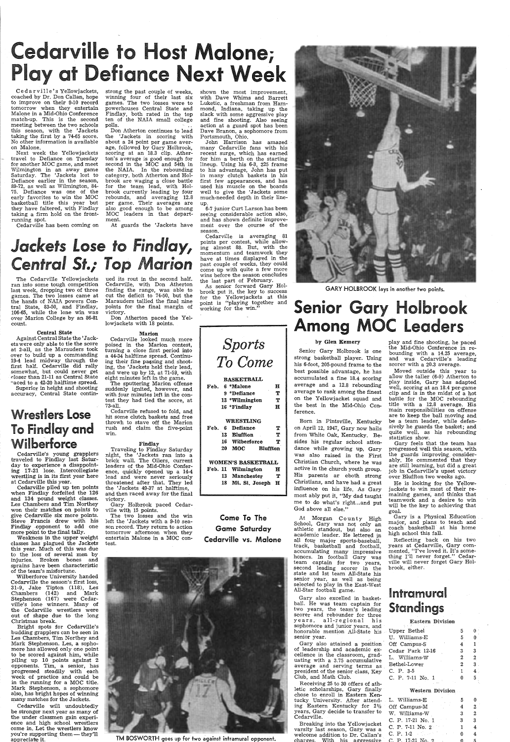# Cedarville to Host Malone; Play at Defiance Next Week

Cedarville's Yellowjackets, coached by Dr. Don Callan, hope to improve on their 9-10 record tomorrow when they entertain Malone in a Mid-Ohio Conference match-up. This is the second meeting between the two schools this season, with the 'Jackets taking the first by a 74-65 score. No other information is available on Malone.

Next week the Yellowjackets travel to Defiance on Tuesday for another MOC game, and meet Wilmington in an away game Saturday. The 'Jackets lost to Defiance earlier in the season, 89-72, as well as Wilmington, 84-75. Defiance was one of the early favorites to win the MOC basketball title this year but they have faltered, with Findlay taking a firm hold on the front-running spot.

Cedarville has been coming on strong the past couple of weeks, winning four of their last six games. The two losses were to powerhouses Central State and Findlay, both rated in the top ten of the NAIA small college polls.

Don Atherton continues to lead the 'Jackets in scoring with about a 24 point per game average, followed by Gary Holbrook, scoring at an 18.3 clip. Atherton's average is good enough for second in the MOC and 54th in the NAIA. In the rebounding category, both Atherton and Holbrook are waging a close battle for the team lead, with Holbrook currently leading by four rebounds, and averaging 12.8 per game. Their averages are also good enough to be among MOC leaders in that department.

At guards the 'Jackets have shown the most improvement, with Dave Whims and Barrett Luketic, a freshman from Hammond, Indiana, taking up the slack with some aggressive play and fine shooting. Also seeing action at a guard spot has been Dave Branon, a sophomore from Portsmouth, Ohio.

John Harrison has amazed many Cedarville fans with his recent surge, which has earned for him a berth on the starting lineup. Using his 6-3, 225 frame to his advantage, John has put in many clutch baskets in his first few appearances, and has used his muscle on the boards well to give the 'Jackets some much-needed depth in their lineup.

6-7 junior Curt Larson has been seeing considerable action also, and has shown definite improvement over the course of the season.

Cedarville is averaging 81 points per contest, while allowing almost 88. But, with the momentum and teamwork they have at times displayed in the past couple of weeks, they could come up with quite a few more wins before the season concludes the last part of February.

As senior forward Gary Holbrook put it, the key to success for the Yellowjackets at this point is "playing together and working for the win."

# Jackets Lose to Findlay, Central St.; Top Marion

The Cedarville Yellowjackets ran into some tough competition last week, dropping two of three games. The two losses came at the hands of NAIA powers Central State, 83-50, and Findlay, 106-65, while the lone win was over Marion College by an 86-81 count.

**Central State**

Against Central State the 'Jackets were only able to tie the score at 2-all, as the Marauders took over to build up a commanding 19-4 lead midway through the first half. Cedarville did rally somewhat, but could never get closer than 21-11 as Central State raced to a 42-20 halftime spread.

Superior in height and shooting accuracy, Central State continued its rout in the second half. Cedarville, with Don Atherton finding the range, was able to cut the deficit to 74-50, but the Marauders tallied the final nine points for the final margin of victory.

Don Atherton paced the Yellowjackets with 18 points.

**Marion**

Cedarville looked much more poised in the Marion contest, turning a close first period into a 44-34 halftime spread. Continuing their fine passing and shooting, the 'Jackets held their lead, and were up by 12, at 71-59, with eight minutes left in the game.

The sputtering Marion offense suddenly ignited, however, and with four minutes left in the contest they had tied the score, at 73-all.

Cedarville refused to fold, and hit some clutch baskets and free throws to stave off the Marion rush and claim the five-point win.

**Findlay**

Traveling to Findlay Saturday night, the 'Jackets ran into a brick wall. The Oilers, current leaders of the Mid-Ohio Conference, quickly opened up a 14-4 lead and were never seriously threatened after that. They led the 'Jackets 49-37 at halftime, and then raced away for the final victory.

Gary Holbrook paced Cedarville with 15 points.

The two losses and the win left the 'Jackets with a 9-10 season record. They return to action tomorrow afternoon when they entertain Malone in a MOC contest.

# Wrestlers Lose To Findlay and Wilberforce

Cedarville's young grapplers traveled to Findlay last Saturday to experience a disappointing 17-21 lose. Intercollegiate wrestling is in its first year here at Cedarville this year.

Cedarville piled up ten points when Findlay forfeited the 126 and 134 pound weight classes. Les Chambers and Tim Northey won their matches on points to give Cedarville six more points. Steve Francis drew with his Findlay opponent to add one more point to the final tally.

Weakness in the upper weight classes has plagued the Jackets this year. Much of this was due to the loss of several men by injuries. Broken bones and sprains have been characteristic of the team's misfortune.

Wilberforce University handed Cedarville the season's first loss, 31-9, Jake Tipton (118), Les Chambers (142) and Mark Stephenson (167) were Cedarville's lone winners. Many of the Cedarville wrestlers were out of shape due to the long Christmas break.

Bright spots for Cedarville's budding grapplers can be seen in Les Chambers, Tim Northey and Mark Stephenson. Les, a sophomore has allowed only one point to be scored against him, while piling up 10 points against 2 opponents. Tim, a senior, has progressed steadily with each week of practice and could be in the running for a MOC title. Mark Stephenson, a sophomore also, has bright hopes of winning many matches for the Jackets.

Cedarville will undoubtedly be stronger next year as many of the under classmen gain experience and high school wrestlers come in. Let the wrestlers know you're supporting them — they'll appreciate it.

TM BOSWORTH goes up for two against intramural opponent.

## Sports To Come

**BASKETBALL**

| | | |
|---|---|---|
| Feb. 6 | *Malone | H |
| 9 | *Defiance | T |
| 13 | *Wilmington | T |
| 16 | *Findlay | H |

**WRESTLING**

| | | |
|---|---|---|
| Feb. 6 | Defiance | T |
| 13 | Bluffton | T |
| 16 | Wilberforce | T |
| 20 | MOC | Bluffton |

**WOMEN'S BASKETBALL**

| | | |
|---|---|---|
| Feb. 11 | Wilmington | H |
| 13 | Manchester | T |
| 18 | Mt. St. Joseph | H |

**Come To The Game Saturday**

**Cedarville vs. Malone**

GARY HOLBROOK lays in another two points.

# Senior Gary Holbrook Among MOC Leaders

by Glen Kemery

Senior Gary Holbrook is one strong basketball player. Using his 6-foot, 205-pound frame to the best possible advantage, he has accumulated a fine 18.4 scoring average and a 12.8 rebounding average to rank among the finest on the Yellowjacket squad and the best in the Mid-Ohio Conference.

Born in Pintsville, Kentucky on April 12, 1947, Gary now hails from White Oak, Kentucky. Besides his regular school attendance while growing up, Gary was also raised in the First Christian Church, where he was active in the church youth group. His parents are eboth strong Christians, and have had a great influence on his life. As Gary most ably put it, "My dad taught me to do what's right...and put God above all else."

At Morgan County High School, Gary was not only an athletic standout, but also an academic leader. He lettered in all four major sports-baseball, track, basketball and football, accumulating many impressive honors. In football Gary was team captain for two years, second leading scorer in the state and 1st team All-State his senior year, as well as being selected to play in the East-West All-Star football game.

Gary also excelled in basketball. He was team captain for two years, the team's leading scorer and rebounder for three years, all-regional his sophomore and junior years, and honorable mention All-State his senior year.

Gary also attained a position of leadership and academic excellence in the classroom, graduating with a 3.75 accumulative average and serving terms as president of the senior class, Key Club, and Math Club.

Receiving 25 to 30 offers of athletic scholarships, Gary finally chose to enroll in Eastern Kentucky University. After attending Eastern Kentucky for 2½ years, Gary decide to transfer to Cedarville.

Breaking into the Yellowjacket varsity last season, Gary was a welcome addition to Dr. Callan's charges. With his aggressive play and fine shooting, he paced the Mid-Ohio Conference in rebounding with a 14.25 average, and was Cedarville's leading scorer with a 20.3 average.

Moved outside this year to allow the taller (6-9) Atherton to play inside, Gary has adapted well, scoring at an 18.4 per-game clip and is in the midst of a hot battle for the MOC rebounding title with a 12.8 average. His main responsibilities on offense are to keep the ball moving and be a team leader, while defensively he guards the basket; and quite well, as his rebounding statistics show.

Gary feels that the team has progressed well this season, with the guards improving considerably. He commented that they are still learning, but did a great job in Cedarville's upset victory over Bluffton two weeks ago.

He is looking for the Yellowjackets to win most of their remaining games, and thinks that teamwork and a desire to win will be the key to achieving that goal.

Gary is a Physical Education major, and plans to teach and coach basketball at his home high school this fall.

Reflecting back on his two years at Cedarville, Gary commented, "I've loved it. It's something I'll never forget." Cedarville will never forget Gary Holbrook, either.

# Intramural Standings

**Eastern Division**

| | | |
|---|---|---|
| Upper Bethel | 5 | 0 |
| U. Williams-E | 5 | 0 |
| Off Campus-S | 4 | 1 |
| Cedar Park 12-16 | 3 | 3 |
| L. Williams-W | 2 | 2 |
| Bethel-Lower | 2 | 3 |
| C. P. 3-5 | 1 | 4 |
| C. P. 7-11 No. 1 | 0 | 5 |

**Western Division**

| | | |
|---|---|---|
| L. Williams-E | 5 | 0 |
| Off Campus-M | 4 | 2 |
| W. Williams-W | 3 | 2 |
| C. P. 17-21 No. 1 | 3 | 3 |
| C. P. 7-11 No. 2 | 1 | 4 |
| C. P. 1-2 | 0 | 4 |
| C. P. 17-21 No. 2 | 0 | 5 |